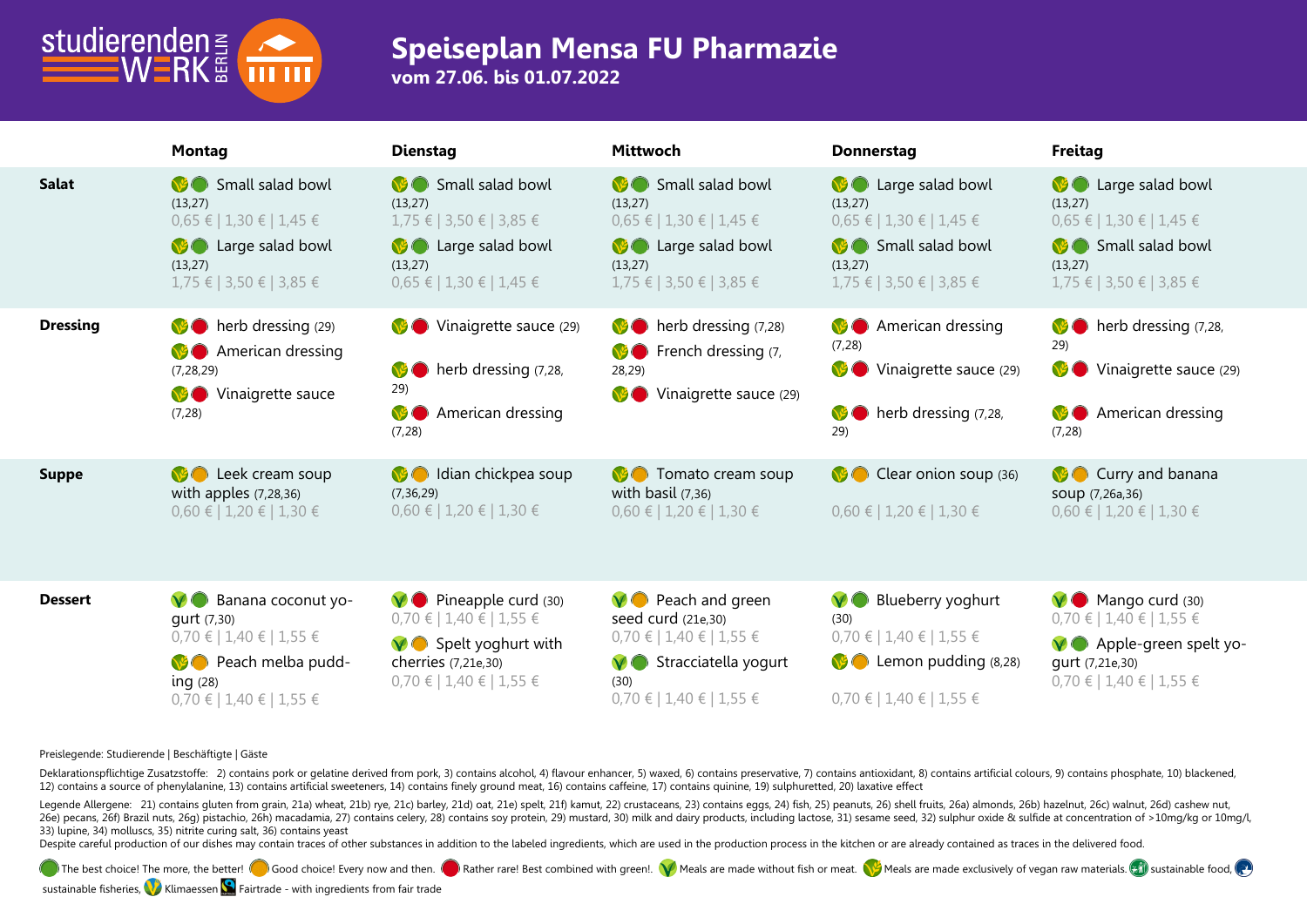# Speiseplan Mensa FU Pharmazie

**vom 27.06. bis 01.07.2022**

| | Montag | Dienstag | Mittwoch | Donnerstag | Freitag |
|---|---|---|---|---|---|
| **Salat** | Small salad bowl (13,27) 0,65 € \| 1,30 € \| 1,45 €<br>Large salad bowl (13,27) 1,75 € \| 3,50 € \| 3,85 € | Small salad bowl (13,27) 1,75 € \| 3,50 € \| 3,85 €<br>Large salad bowl (13,27) 0,65 € \| 1,30 € \| 1,45 € | Small salad bowl (13,27) 0,65 € \| 1,30 € \| 1,45 €<br>Large salad bowl (13,27) 1,75 € \| 3,50 € \| 3,85 € | Large salad bowl (13,27) 0,65 € \| 1,30 € \| 1,45 €<br>Small salad bowl (13,27) 1,75 € \| 3,50 € \| 3,85 € | Large salad bowl (13,27) 0,65 € \| 1,30 € \| 1,45 €<br>Small salad bowl (13,27) 1,75 € \| 3,50 € \| 3,85 € |
| **Dressing** | herb dressing (29)<br>American dressing (7,28,29)<br>Vinaigrette sauce (7,28) | Vinaigrette sauce (29)<br>herb dressing (7,28, 29)<br>American dressing (7,28) | herb dressing (7,28)<br>French dressing (7, 28,29)<br>Vinaigrette sauce (29) | American dressing (7,28)<br>Vinaigrette sauce (29)<br>herb dressing (7,28, 29) | herb dressing (7,28, 29)<br>Vinaigrette sauce (29)<br>American dressing (7,28) |
| **Suppe** | Leek cream soup with apples (7,28,36) 0,60 € \| 1,20 € \| 1,30 € | Idian chickpea soup (7,36,29) 0,60 € \| 1,20 € \| 1,30 € | Tomato cream soup with basil (7,36) 0,60 € \| 1,20 € \| 1,30 € | Clear onion soup (36) 0,60 € \| 1,20 € \| 1,30 € | Curry and banana soup (7,26a,36) 0,60 € \| 1,20 € \| 1,30 € |
| **Dessert** | Banana coconut yogurt (7,30) 0,70 € \| 1,40 € \| 1,55 €<br>Peach melba pudding (28) 0,70 € \| 1,40 € \| 1,55 € | Pineapple curd (30) 0,70 € \| 1,40 € \| 1,55 €<br>Spelt yoghurt with cherries (7,21e,30) 0,70 € \| 1,40 € \| 1,55 € | Peach and green seed curd (21e,30) 0,70 € \| 1,40 € \| 1,55 €<br>Stracciatella yogurt (30) 0,70 € \| 1,40 € \| 1,55 € | Blueberry yoghurt (30) 0,70 € \| 1,40 € \| 1,55 €<br>Lemon pudding (8,28) 0,70 € \| 1,40 € \| 1,55 € | Mango curd (30) 0,70 € \| 1,40 € \| 1,55 €<br>Apple-green spelt yogurt (7,21e,30) 0,70 € \| 1,40 € \| 1,55 € |

Preislegende: Studierende | Beschäftigte | Gäste

Deklarationspflichtige Zusatzstoffe: 2) contains pork or gelatine derived from pork, 3) contains alcohol, 4) flavour enhancer, 5) waxed, 6) contains preservative, 7) contains antioxidant, 8) contains artificial colours, 9) contains phosphate, 10) blackened, 12) contains a source of phenylalanine, 13) contains artificial sweeteners, 14) contains finely ground meat, 16) contains caffeine, 17) contains quinine, 19) sulphuretted, 20) laxative effect

Legende Allergene: 21) contains gluten from grain, 21a) wheat, 21b) rye, 21c) barley, 21d) oat, 21e) spelt, 21f) kamut, 22) crustaceans, 23) contains eggs, 24) fish, 25) peanuts, 26) shell fruits, 26a) almonds, 26b) hazelnut, 26c) walnut, 26d) cashew nut, 26e) pecans, 26f) Brazil nuts, 26g) pistachio, 26h) macadamia, 27) contains celery, 28) contains soy protein, 29) mustard, 30) milk and dairy products, including lactose, 31) sesame seed, 32) sulphur oxide & sulfide at concentration of >10mg/kg or 10mg/l, 33) lupine, 34) molluscs, 35) nitrite curing salt, 36) contains yeast

Despite careful production of our dishes may contain traces of other substances in addition to the labeled ingredients, which are used in the production process in the kitchen or are already contained as traces in the delivered food.

The best choice! The more, the better! Good choice! Every now and then. Rather rare! Best combined with green!. Meals are made without fish or meat. Meals are made exclusively of vegan raw materials. sustainable food, sustainable fisheries, Klimaessen Fairtrade - with ingredients from fair trade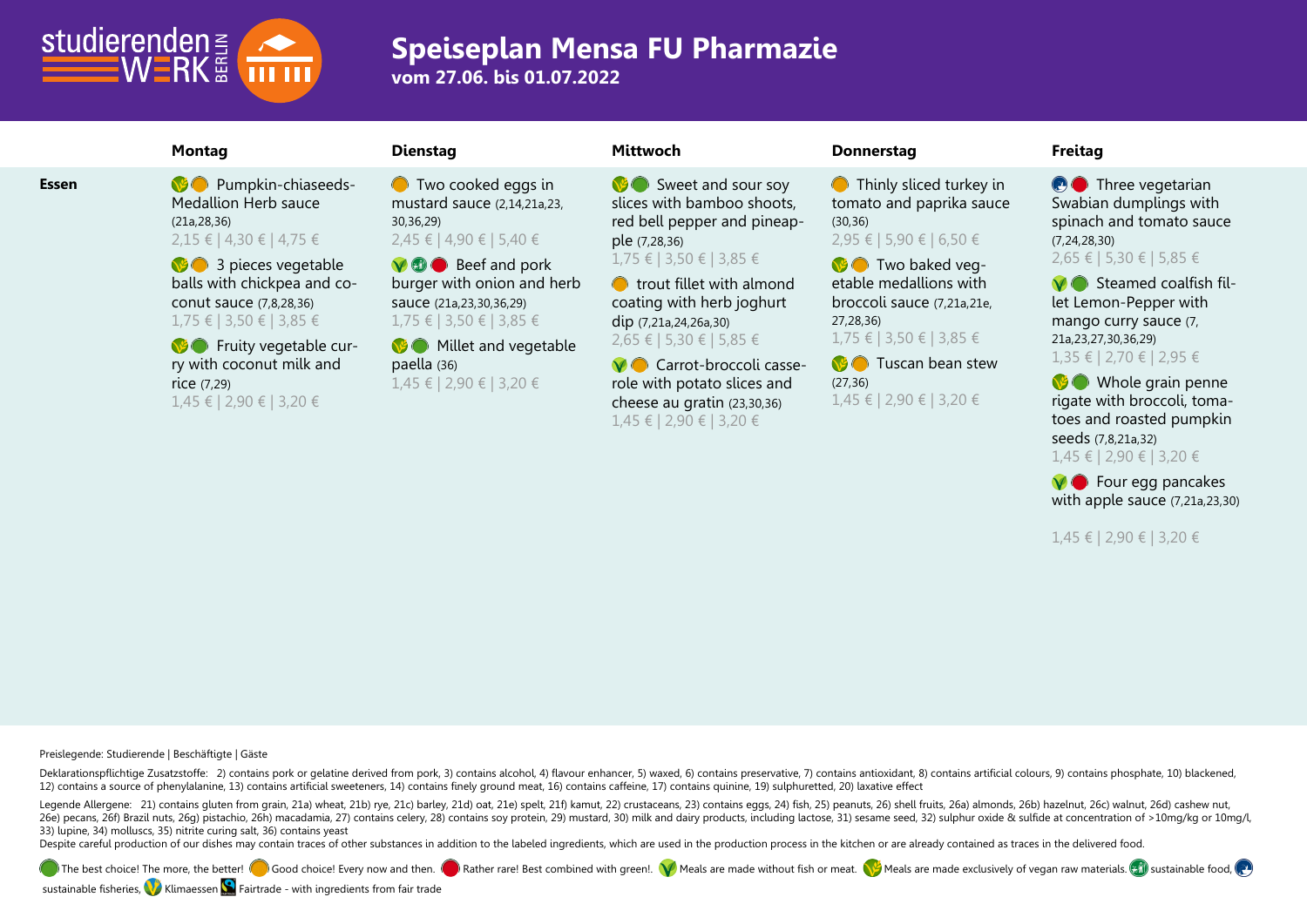# Speiseplan Mensa FU Pharmazie

**vom 27.06. bis 01.07.2022**

| | Montag | Dienstag | Mittwoch | Donnerstag | Freitag |
|---|---|---|---|---|---|
| **Essen** | Pumpkin-chiaseeds-Medallion Herb sauce (21a,28,36) 2,15 € \| 4,30 € \| 4,75 € | Two cooked eggs in mustard sauce (2,14,21a,23, 30,36,29) 2,45 € \| 4,90 € \| 5,40 € | Sweet and sour soy slices with bamboo shoots, red bell pepper and pineapple (7,28,36) 1,75 € \| 3,50 € \| 3,85 € | Thinly sliced turkey in tomato and paprika sauce (30,36) 2,95 € \| 5,90 € \| 6,50 € | Three vegetarian Swabian dumplings with spinach and tomato sauce (7,24,28,30) 2,65 € \| 5,30 € \| 5,85 € |
| | 3 pieces vegetable balls with chickpea and coconut sauce (7,8,28,36) 1,75 € \| 3,50 € \| 3,85 € | Beef and pork burger with onion and herb sauce (21a,23,30,36,29) 1,75 € \| 3,50 € \| 3,85 € | trout fillet with almond coating with herb joghurt dip (7,21a,24,26a,30) 2,65 € \| 5,30 € \| 5,85 € | Two baked vegetable medallions with broccoli sauce (7,21a,21e, 27,28,36) 1,75 € \| 3,50 € \| 3,85 € | Steamed coalfish fillet Lemon-Pepper with mango curry sauce (7, 21a,23,27,30,36,29) 1,35 € \| 2,70 € \| 2,95 € |
| | Fruity vegetable curry with coconut milk and rice (7,29) 1,45 € \| 2,90 € \| 3,20 € | Millet and vegetable paella (36) 1,45 € \| 2,90 € \| 3,20 € | Carrot-broccoli casserole with potato slices and cheese au gratin (23,30,36) 1,45 € \| 2,90 € \| 3,20 € | Tuscan bean stew (27,36) 1,45 € \| 2,90 € \| 3,20 € | Whole grain penne rigate with broccoli, tomatoes and roasted pumpkin seeds (7,8,21a,32) 1,45 € \| 2,90 € \| 3,20 € |
| | | | | | Four egg pancakes with apple sauce (7,21a,23,30) 1,45 € \| 2,90 € \| 3,20 € |

Preislegende: Studierende | Beschäftigte | Gäste

Deklarationspflichtige Zusatzstoffe: 2) contains pork or gelatine derived from pork, 3) contains alcohol, 4) flavour enhancer, 5) waxed, 6) contains preservative, 7) contains antioxidant, 8) contains artificial colours, 9) contains phosphate, 10) blackened, 12) contains a source of phenylalanine, 13) contains artificial sweeteners, 14) contains finely ground meat, 16) contains caffeine, 17) contains quinine, 19) sulphuretted, 20) laxative effect

Legende Allergene: 21) contains gluten from grain, 21a) wheat, 21b) rye, 21c) barley, 21d) oat, 21e) spelt, 21f) kamut, 22) crustaceans, 23) contains eggs, 24) fish, 25) peanuts, 26) shell fruits, 26a) almonds, 26b) hazelnut, 26c) walnut, 26d) cashew nut, 26e) pecans, 26f) Brazil nuts, 26g) pistachio, 26h) macadamia, 27) contains celery, 28) contains soy protein, 29) mustard, 30) milk and dairy products, including lactose, 31) sesame seed, 32) sulphur oxide & sulfide at concentration of >10mg/kg or 10mg/l, 33) lupine, 34) molluscs, 35) nitrite curing salt, 36) contains yeast

Despite careful production of our dishes may contain traces of other substances in addition to the labeled ingredients, which are used in the production process in the kitchen or are already contained as traces in the delivered food.

The best choice! The more, the better! Good choice! Every now and then. Rather rare! Best combined with green!. Meals are made without fish or meat. Meals are made exclusively of vegan raw materials. sustainable food, sustainable fisheries, Klimaessen Fairtrade - with ingredients from fair trade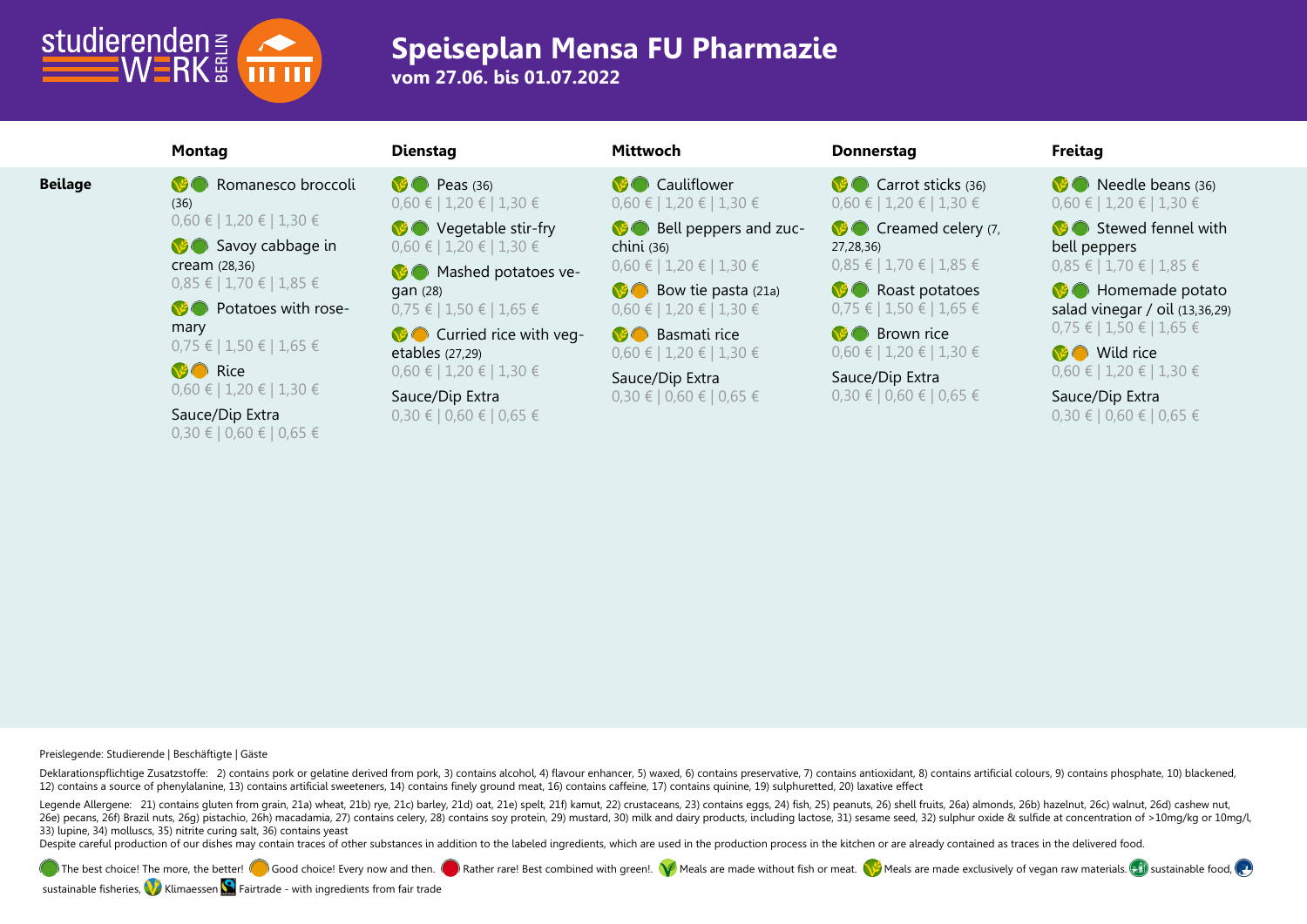# Speiseplan Mensa FU Pharmazie

**vom 27.06. bis 01.07.2022**

| | Montag | Dienstag | Mittwoch | Donnerstag | Freitag |
|---|---|---|---|---|---|
| **Beilage** | Romanesco broccoli (36)<br>0,60 € \| 1,20 € \| 1,30 € | Peas (36)<br>0,60 € \| 1,20 € \| 1,30 € | Cauliflower<br>0,60 € \| 1,20 € \| 1,30 € | Carrot sticks (36)<br>0,60 € \| 1,20 € \| 1,30 € | Needle beans (36)<br>0,60 € \| 1,20 € \| 1,30 € |
| | Savoy cabbage in cream (28,36)<br>0,85 € \| 1,70 € \| 1,85 € | Vegetable stir-fry<br>0,60 € \| 1,20 € \| 1,30 € | Bell peppers and zucchini (36)<br>0,60 € \| 1,20 € \| 1,30 € | Creamed celery (7, 27,28,36)<br>0,85 € \| 1,70 € \| 1,85 € | Stewed fennel with bell peppers<br>0,85 € \| 1,70 € \| 1,85 € |
| | Potatoes with rosemary<br>0,75 € \| 1,50 € \| 1,65 € | Mashed potatoes vegan (28)<br>0,75 € \| 1,50 € \| 1,65 € | Bow tie pasta (21a)<br>0,60 € \| 1,20 € \| 1,30 € | Roast potatoes<br>0,75 € \| 1,50 € \| 1,65 € | Homemade potato salad vinegar / oil (13,36,29)<br>0,75 € \| 1,50 € \| 1,65 € |
| | Rice<br>0,60 € \| 1,20 € \| 1,30 € | Curried rice with vegetables (27,29)<br>0,60 € \| 1,20 € \| 1,30 € | Basmati rice<br>0,60 € \| 1,20 € \| 1,30 € | Brown rice<br>0,60 € \| 1,20 € \| 1,30 € | Wild rice<br>0,60 € \| 1,20 € \| 1,30 € |
| | Sauce/Dip Extra<br>0,30 € \| 0,60 € \| 0,65 € | Sauce/Dip Extra<br>0,30 € \| 0,60 € \| 0,65 € | Sauce/Dip Extra<br>0,30 € \| 0,60 € \| 0,65 € | Sauce/Dip Extra<br>0,30 € \| 0,60 € \| 0,65 € | Sauce/Dip Extra<br>0,30 € \| 0,60 € \| 0,65 € |

Preislegende: Studierende | Beschäftigte | Gäste

Deklarationspflichtige Zusatzstoffe: 2) contains pork or gelatine derived from pork, 3) contains alcohol, 4) flavour enhancer, 5) waxed, 6) contains preservative, 7) contains antioxidant, 8) contains artificial colours, 9) contains phosphate, 10) blackened, 12) contains a source of phenylalanine, 13) contains artificial sweeteners, 14) contains finely ground meat, 16) contains caffeine, 17) contains quinine, 19) sulphurretted, 20) laxative effect

Legende Allergene: 21) contains gluten from grain, 21a) wheat, 21b) rye, 21c) barley, 21d) oat, 21e) spelt, 21f) kamut, 22) crustaceans, 23) contains eggs, 24) fish, 25) peanuts, 26) shell fruits, 26a) almonds, 26b) hazelnut, 26c) walnut, 26d) cashew nut, 26e) pecans, 26f) Brazil nuts, 26g) pistachio, 26h) macadamia, 27) contains celery, 28) contains soy protein, 29) mustard, 30) milk and dairy products, including lactose, 31) sesame seed, 32) sulphur oxide & sulfide at concentration of >10mg/kg or 10mg/l, 33) lupine, 34) molluscs, 35) nitrite curing salt, 36) contains yeast

Despite careful production of our dishes may contain traces of other substances in addition to the labeled ingredients, which are used in the production process in the kitchen or are already contained as traces in the delivered food.

The best choice! The more, the better! Good choice! Every now and then. Rather rare! Best combined with green!. Meals are made without fish or meat. Meals are made exclusively of vegan raw materials. sustainable food, sustainable fisheries, Klimaessen Fairtrade - with ingredients from fair trade